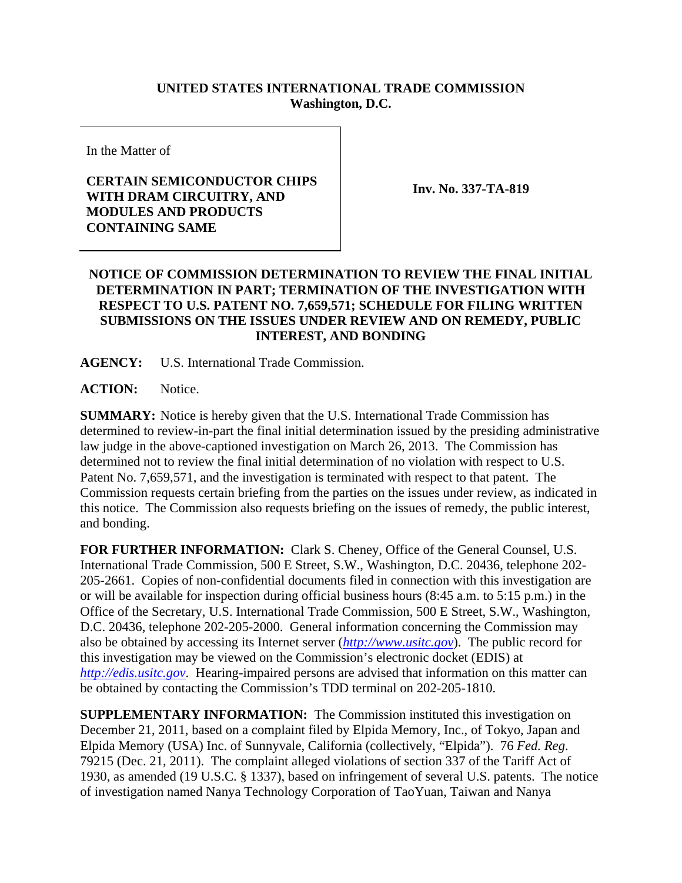**UNITED STATES INTERNATIONAL TRADE COMMISSION**
**Washington, D.C.**

| In the Matter of<br><br>**CERTAIN SEMICONDUCTOR CHIPS WITH DRAM CIRCUITRY, AND MODULES AND PRODUCTS CONTAINING SAME** | **Inv. No. 337-TA-819** |
|---|---|

**NOTICE OF COMMISSION DETERMINATION TO REVIEW THE FINAL INITIAL DETERMINATION IN PART; TERMINATION OF THE INVESTIGATION WITH RESPECT TO U.S. PATENT NO. 7,659,571; SCHEDULE FOR FILING WRITTEN SUBMISSIONS ON THE ISSUES UNDER REVIEW AND ON REMEDY, PUBLIC INTEREST, AND BONDING**

**AGENCY:** U.S. International Trade Commission.

**ACTION:** Notice.

**SUMMARY:** Notice is hereby given that the U.S. International Trade Commission has determined to review-in-part the final initial determination issued by the presiding administrative law judge in the above-captioned investigation on March 26, 2013. The Commission has determined not to review the final initial determination of no violation with respect to U.S. Patent No. 7,659,571, and the investigation is terminated with respect to that patent. The Commission requests certain briefing from the parties on the issues under review, as indicated in this notice. The Commission also requests briefing on the issues of remedy, the public interest, and bonding.

**FOR FURTHER INFORMATION:** Clark S. Cheney, Office of the General Counsel, U.S. International Trade Commission, 500 E Street, S.W., Washington, D.C. 20436, telephone 202-205-2661. Copies of non-confidential documents filed in connection with this investigation are or will be available for inspection during official business hours (8:45 a.m. to 5:15 p.m.) in the Office of the Secretary, U.S. International Trade Commission, 500 E Street, S.W., Washington, D.C. 20436, telephone 202-205-2000. General information concerning the Commission may also be obtained by accessing its Internet server (*http://www.usitc.gov*). The public record for this investigation may be viewed on the Commission's electronic docket (EDIS) at *http://edis.usitc.gov*. Hearing-impaired persons are advised that information on this matter can be obtained by contacting the Commission's TDD terminal on 202-205-1810.

**SUPPLEMENTARY INFORMATION:** The Commission instituted this investigation on December 21, 2011, based on a complaint filed by Elpida Memory, Inc., of Tokyo, Japan and Elpida Memory (USA) Inc. of Sunnyvale, California (collectively, "Elpida"). 76 *Fed. Reg.* 79215 (Dec. 21, 2011). The complaint alleged violations of section 337 of the Tariff Act of 1930, as amended (19 U.S.C. § 1337), based on infringement of several U.S. patents. The notice of investigation named Nanya Technology Corporation of TaoYuan, Taiwan and Nanya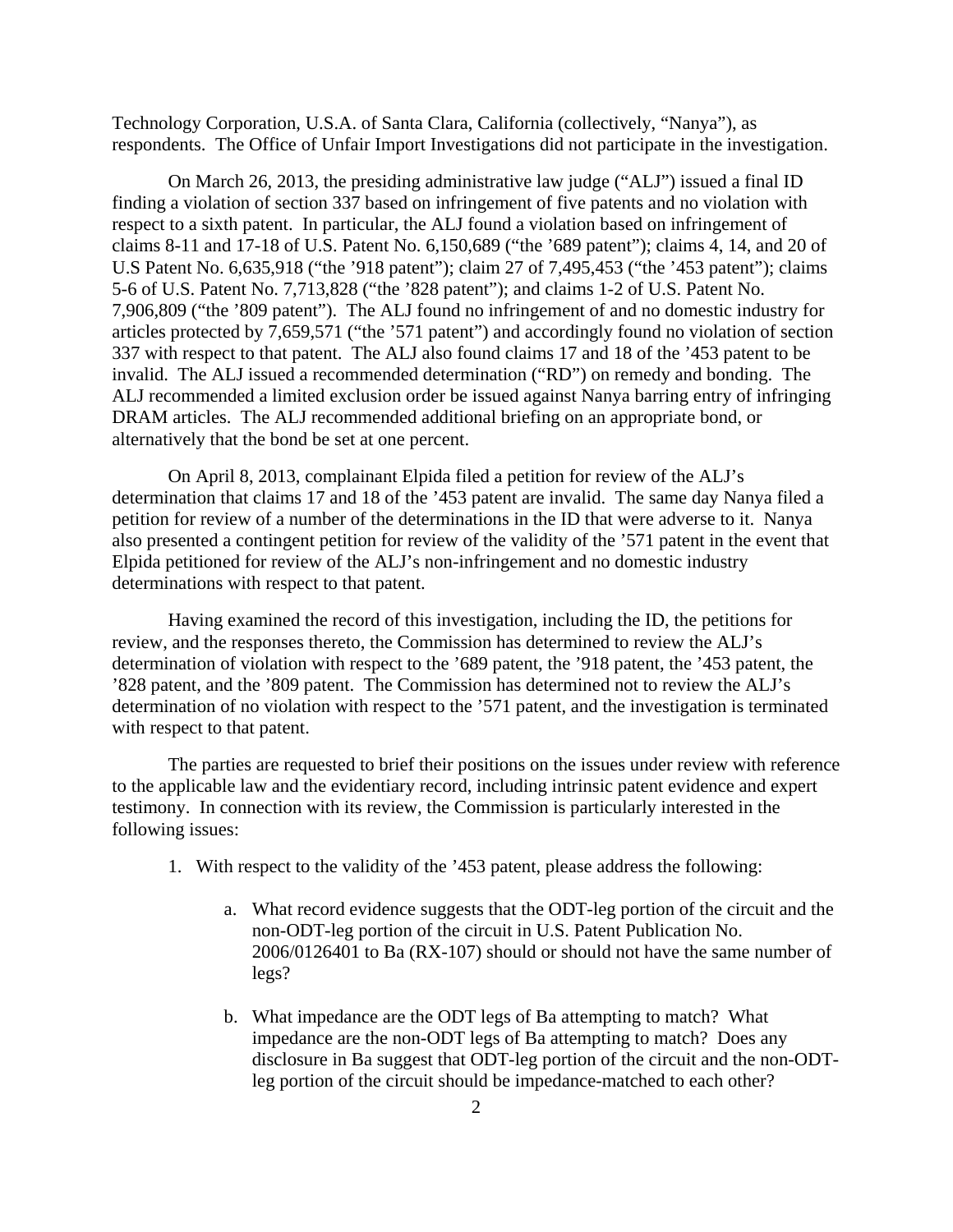Technology Corporation, U.S.A. of Santa Clara, California (collectively, "Nanya"), as respondents. The Office of Unfair Import Investigations did not participate in the investigation.

On March 26, 2013, the presiding administrative law judge ("ALJ") issued a final ID finding a violation of section 337 based on infringement of five patents and no violation with respect to a sixth patent. In particular, the ALJ found a violation based on infringement of claims 8-11 and 17-18 of U.S. Patent No. 6,150,689 ("the '689 patent"); claims 4, 14, and 20 of U.S Patent No. 6,635,918 ("the '918 patent"); claim 27 of 7,495,453 ("the '453 patent"); claims 5-6 of U.S. Patent No. 7,713,828 ("the '828 patent"); and claims 1-2 of U.S. Patent No. 7,906,809 ("the '809 patent"). The ALJ found no infringement of and no domestic industry for articles protected by 7,659,571 ("the '571 patent") and accordingly found no violation of section 337 with respect to that patent. The ALJ also found claims 17 and 18 of the '453 patent to be invalid. The ALJ issued a recommended determination ("RD") on remedy and bonding. The ALJ recommended a limited exclusion order be issued against Nanya barring entry of infringing DRAM articles. The ALJ recommended additional briefing on an appropriate bond, or alternatively that the bond be set at one percent.

On April 8, 2013, complainant Elpida filed a petition for review of the ALJ's determination that claims 17 and 18 of the '453 patent are invalid. The same day Nanya filed a petition for review of a number of the determinations in the ID that were adverse to it. Nanya also presented a contingent petition for review of the validity of the '571 patent in the event that Elpida petitioned for review of the ALJ's non-infringement and no domestic industry determinations with respect to that patent.

Having examined the record of this investigation, including the ID, the petitions for review, and the responses thereto, the Commission has determined to review the ALJ's determination of violation with respect to the '689 patent, the '918 patent, the '453 patent, the '828 patent, and the '809 patent. The Commission has determined not to review the ALJ's determination of no violation with respect to the '571 patent, and the investigation is terminated with respect to that patent.

The parties are requested to brief their positions on the issues under review with reference to the applicable law and the evidentiary record, including intrinsic patent evidence and expert testimony. In connection with its review, the Commission is particularly interested in the following issues:

1. With respect to the validity of the '453 patent, please address the following:

    a. What record evidence suggests that the ODT-leg portion of the circuit and the non-ODT-leg portion of the circuit in U.S. Patent Publication No. 2006/0126401 to Ba (RX-107) should or should not have the same number of legs?

    b. What impedance are the ODT legs of Ba attempting to match? What impedance are the non-ODT legs of Ba attempting to match? Does any disclosure in Ba suggest that ODT-leg portion of the circuit and the non-ODT-leg portion of the circuit should be impedance-matched to each other?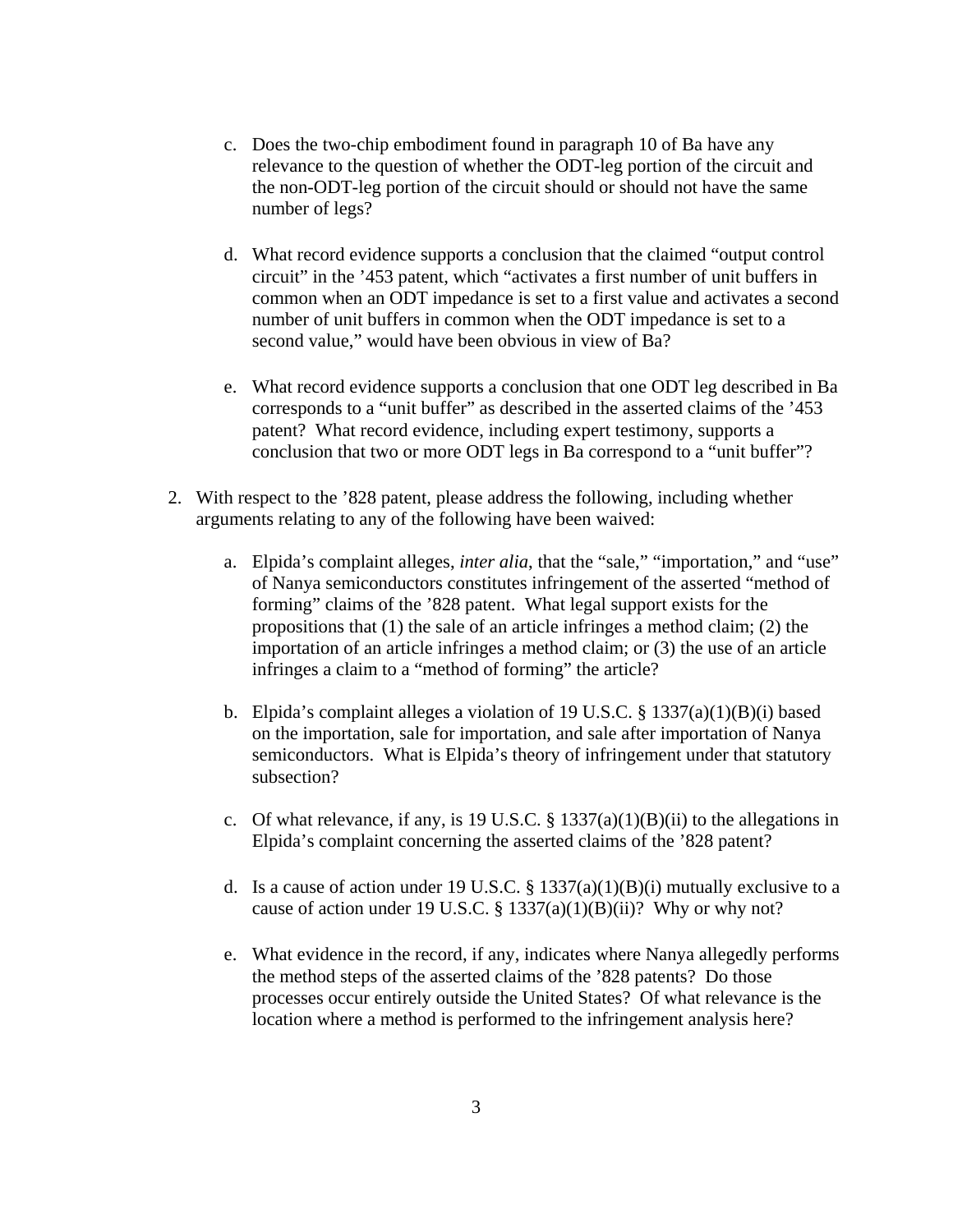c. Does the two-chip embodiment found in paragraph 10 of Ba have any relevance to the question of whether the ODT-leg portion of the circuit and the non-ODT-leg portion of the circuit should or should not have the same number of legs?

d. What record evidence supports a conclusion that the claimed "output control circuit" in the '453 patent, which "activates a first number of unit buffers in common when an ODT impedance is set to a first value and activates a second number of unit buffers in common when the ODT impedance is set to a second value," would have been obvious in view of Ba?

e. What record evidence supports a conclusion that one ODT leg described in Ba corresponds to a "unit buffer" as described in the asserted claims of the '453 patent? What record evidence, including expert testimony, supports a conclusion that two or more ODT legs in Ba correspond to a "unit buffer"?

2. With respect to the '828 patent, please address the following, including whether arguments relating to any of the following have been waived:

   a. Elpida's complaint alleges, *inter alia*, that the "sale," "importation," and "use" of Nanya semiconductors constitutes infringement of the asserted "method of forming" claims of the '828 patent. What legal support exists for the propositions that (1) the sale of an article infringes a method claim; (2) the importation of an article infringes a method claim; or (3) the use of an article infringes a claim to a "method of forming" the article?

   b. Elpida's complaint alleges a violation of 19 U.S.C. § 1337(a)(1)(B)(i) based on the importation, sale for importation, and sale after importation of Nanya semiconductors. What is Elpida's theory of infringement under that statutory subsection?

   c. Of what relevance, if any, is 19 U.S.C. § 1337(a)(1)(B)(ii) to the allegations in Elpida's complaint concerning the asserted claims of the '828 patent?

   d. Is a cause of action under 19 U.S.C. § 1337(a)(1)(B)(i) mutually exclusive to a cause of action under 19 U.S.C. § 1337(a)(1)(B)(ii)? Why or why not?

   e. What evidence in the record, if any, indicates where Nanya allegedly performs the method steps of the asserted claims of the '828 patents? Do those processes occur entirely outside the United States? Of what relevance is the location where a method is performed to the infringement analysis here?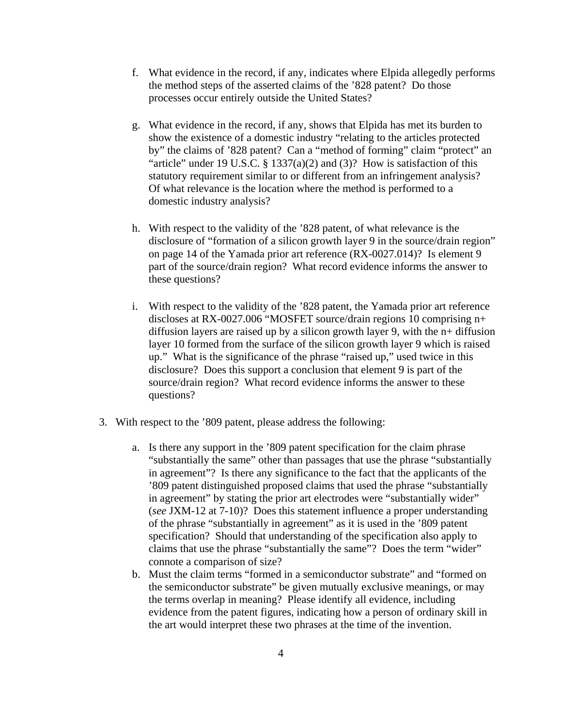f. What evidence in the record, if any, indicates where Elpida allegedly performs the method steps of the asserted claims of the ’828 patent? Do those processes occur entirely outside the United States?

g. What evidence in the record, if any, shows that Elpida has met its burden to show the existence of a domestic industry “relating to the articles protected by” the claims of ’828 patent? Can a “method of forming” claim “protect” an “article” under 19 U.S.C. § 1337(a)(2) and (3)? How is satisfaction of this statutory requirement similar to or different from an infringement analysis? Of what relevance is the location where the method is performed to a domestic industry analysis?

h. With respect to the validity of the ’828 patent, of what relevance is the disclosure of “formation of a silicon growth layer 9 in the source/drain region” on page 14 of the Yamada prior art reference (RX-0027.014)? Is element 9 part of the source/drain region? What record evidence informs the answer to these questions?

i. With respect to the validity of the ’828 patent, the Yamada prior art reference discloses at RX-0027.006 “MOSFET source/drain regions 10 comprising n+ diffusion layers are raised up by a silicon growth layer 9, with the n+ diffusion layer 10 formed from the surface of the silicon growth layer 9 which is raised up.” What is the significance of the phrase “raised up,” used twice in this disclosure? Does this support a conclusion that element 9 is part of the source/drain region? What record evidence informs the answer to these questions?

3. With respect to the ’809 patent, please address the following:

   a. Is there any support in the ’809 patent specification for the claim phrase “substantially the same” other than passages that use the phrase “substantially in agreement”? Is there any significance to the fact that the applicants of the ’809 patent distinguished proposed claims that used the phrase “substantially in agreement” by stating the prior art electrodes were “substantially wider” (*see* JXM-12 at 7-10)? Does this statement influence a proper understanding of the phrase “substantially in agreement” as it is used in the ’809 patent specification? Should that understanding of the specification also apply to claims that use the phrase “substantially the same”? Does the term “wider” connote a comparison of size?

   b. Must the claim terms “formed in a semiconductor substrate” and “formed on the semiconductor substrate” be given mutually exclusive meanings, or may the terms overlap in meaning? Please identify all evidence, including evidence from the patent figures, indicating how a person of ordinary skill in the art would interpret these two phrases at the time of the invention.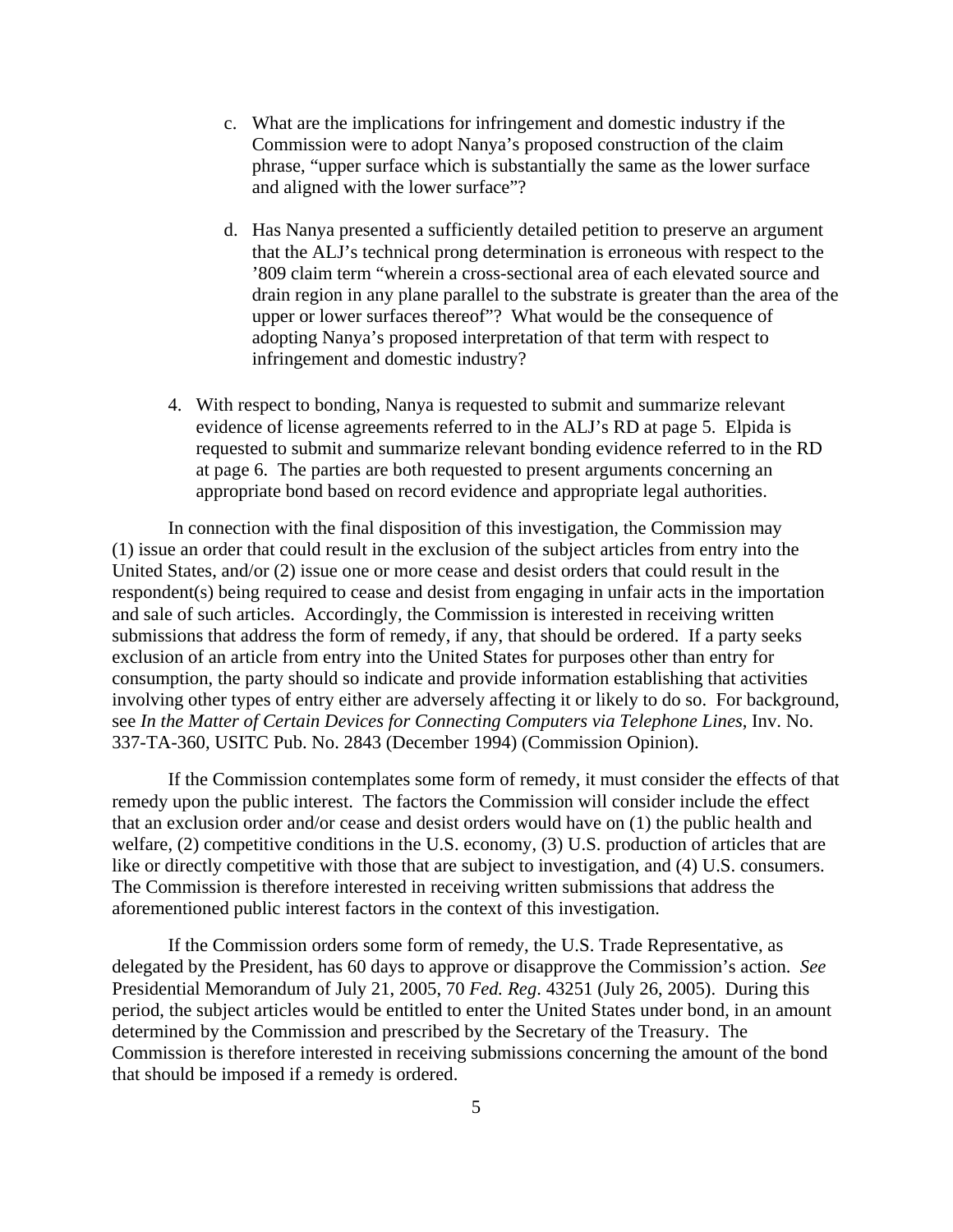c. What are the implications for infringement and domestic industry if the Commission were to adopt Nanya's proposed construction of the claim phrase, "upper surface which is substantially the same as the lower surface and aligned with the lower surface"?

d. Has Nanya presented a sufficiently detailed petition to preserve an argument that the ALJ's technical prong determination is erroneous with respect to the '809 claim term "wherein a cross-sectional area of each elevated source and drain region in any plane parallel to the substrate is greater than the area of the upper or lower surfaces thereof"? What would be the consequence of adopting Nanya's proposed interpretation of that term with respect to infringement and domestic industry?

4. With respect to bonding, Nanya is requested to submit and summarize relevant evidence of license agreements referred to in the ALJ's RD at page 5. Elpida is requested to submit and summarize relevant bonding evidence referred to in the RD at page 6. The parties are both requested to present arguments concerning an appropriate bond based on record evidence and appropriate legal authorities.

In connection with the final disposition of this investigation, the Commission may (1) issue an order that could result in the exclusion of the subject articles from entry into the United States, and/or (2) issue one or more cease and desist orders that could result in the respondent(s) being required to cease and desist from engaging in unfair acts in the importation and sale of such articles. Accordingly, the Commission is interested in receiving written submissions that address the form of remedy, if any, that should be ordered. If a party seeks exclusion of an article from entry into the United States for purposes other than entry for consumption, the party should so indicate and provide information establishing that activities involving other types of entry either are adversely affecting it or likely to do so. For background, see *In the Matter of Certain Devices for Connecting Computers via Telephone Lines*, Inv. No. 337-TA-360, USITC Pub. No. 2843 (December 1994) (Commission Opinion).

If the Commission contemplates some form of remedy, it must consider the effects of that remedy upon the public interest. The factors the Commission will consider include the effect that an exclusion order and/or cease and desist orders would have on (1) the public health and welfare, (2) competitive conditions in the U.S. economy, (3) U.S. production of articles that are like or directly competitive with those that are subject to investigation, and (4) U.S. consumers. The Commission is therefore interested in receiving written submissions that address the aforementioned public interest factors in the context of this investigation.

If the Commission orders some form of remedy, the U.S. Trade Representative, as delegated by the President, has 60 days to approve or disapprove the Commission's action. *See* Presidential Memorandum of July 21, 2005, 70 *Fed. Reg.* 43251 (July 26, 2005). During this period, the subject articles would be entitled to enter the United States under bond, in an amount determined by the Commission and prescribed by the Secretary of the Treasury. The Commission is therefore interested in receiving submissions concerning the amount of the bond that should be imposed if a remedy is ordered.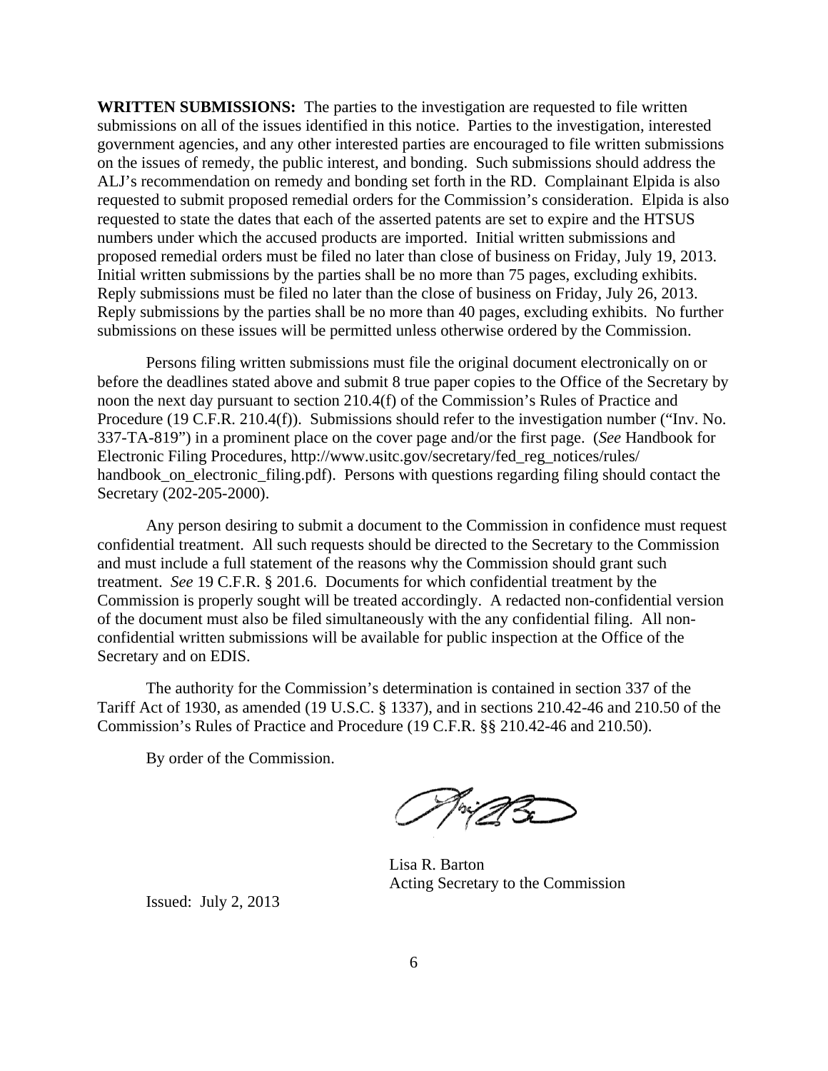**WRITTEN SUBMISSIONS:** The parties to the investigation are requested to file written submissions on all of the issues identified in this notice. Parties to the investigation, interested government agencies, and any other interested parties are encouraged to file written submissions on the issues of remedy, the public interest, and bonding. Such submissions should address the ALJ's recommendation on remedy and bonding set forth in the RD. Complainant Elpida is also requested to submit proposed remedial orders for the Commission's consideration. Elpida is also requested to state the dates that each of the asserted patents are set to expire and the HTSUS numbers under which the accused products are imported. Initial written submissions and proposed remedial orders must be filed no later than close of business on Friday, July 19, 2013. Initial written submissions by the parties shall be no more than 75 pages, excluding exhibits. Reply submissions must be filed no later than the close of business on Friday, July 26, 2013. Reply submissions by the parties shall be no more than 40 pages, excluding exhibits. No further submissions on these issues will be permitted unless otherwise ordered by the Commission.

Persons filing written submissions must file the original document electronically on or before the deadlines stated above and submit 8 true paper copies to the Office of the Secretary by noon the next day pursuant to section 210.4(f) of the Commission's Rules of Practice and Procedure (19 C.F.R. 210.4(f)). Submissions should refer to the investigation number ("Inv. No. 337-TA-819") in a prominent place on the cover page and/or the first page. (*See* Handbook for Electronic Filing Procedures, http://www.usitc.gov/secretary/fed_reg_notices/rules/handbook_on_electronic_filing.pdf). Persons with questions regarding filing should contact the Secretary (202-205-2000).

Any person desiring to submit a document to the Commission in confidence must request confidential treatment. All such requests should be directed to the Secretary to the Commission and must include a full statement of the reasons why the Commission should grant such treatment. *See* 19 C.F.R. § 201.6. Documents for which confidential treatment by the Commission is properly sought will be treated accordingly. A redacted non-confidential version of the document must also be filed simultaneously with the any confidential filing. All non-confidential written submissions will be available for public inspection at the Office of the Secretary and on EDIS.

The authority for the Commission's determination is contained in section 337 of the Tariff Act of 1930, as amended (19 U.S.C. § 1337), and in sections 210.42-46 and 210.50 of the Commission's Rules of Practice and Procedure (19 C.F.R. §§ 210.42-46 and 210.50).

By order of the Commission.

Lisa R. Barton
Acting Secretary to the Commission

Issued: July 2, 2013